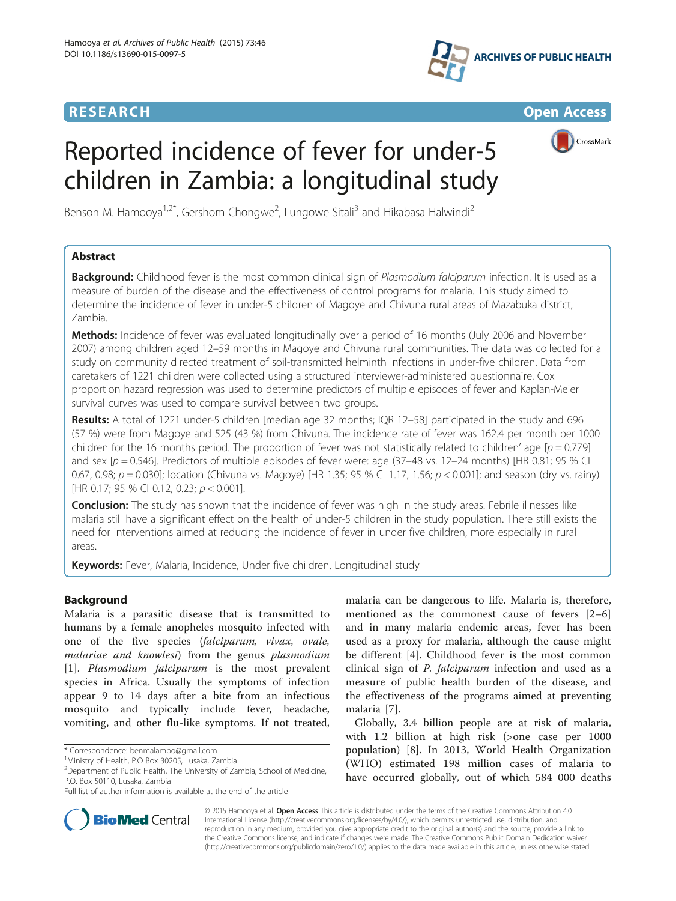RESEARCH Open Access

# Reported incidence of fever for under-5 children in Zambia: a longitudinal study

Benson M. Hamooya[1,2*], Gershom Chongwe[2], Lungowe Sitali[3] and Hikabasa Halwindi[2]

## Abstract

**Background:** Childhood fever is the most common clinical sign of *Plasmodium falciparum* infection. It is used as a measure of burden of the disease and the effectiveness of control programs for malaria. This study aimed to determine the incidence of fever in under-5 children of Magoye and Chivuna rural areas of Mazabuka district, Zambia.

**Methods:** Incidence of fever was evaluated longitudinally over a period of 16 months (July 2006 and November 2007) among children aged 12–59 months in Magoye and Chivuna rural communities. The data was collected for a study on community directed treatment of soil-transmitted helminth infections in under-five children. Data from caretakers of 1221 children were collected using a structured interviewer-administered questionnaire. Cox proportion hazard regression was used to determine predictors of multiple episodes of fever and Kaplan-Meier survival curves was used to compare survival between two groups.

**Results:** A total of 1221 under-5 children [median age 32 months; IQR 12–58] participated in the study and 696 (57 %) were from Magoye and 525 (43 %) from Chivuna. The incidence rate of fever was 162.4 per month per 1000 children for the 16 months period. The proportion of fever was not statistically related to children' age [$p = 0.779$] and sex [$p = 0.546$]. Predictors of multiple episodes of fever were: age (37–48 vs. 12–24 months) [HR 0.81; 95 % CI 0.67, 0.98; $p = 0.030$]; location (Chivuna vs. Magoye) [HR 1.35; 95 % CI 1.17, 1.56; $p < 0.001$]; and season (dry vs. rainy) [HR 0.17; 95 % CI 0.12, 0.23; $p < 0.001$].

**Conclusion:** The study has shown that the incidence of fever was high in the study areas. Febrile illnesses like malaria still have a significant effect on the health of under-5 children in the study population. There still exists the need for interventions aimed at reducing the incidence of fever in under five children, more especially in rural areas.

**Keywords:** Fever, Malaria, Incidence, Under five children, Longitudinal study

## Background

Malaria is a parasitic disease that is transmitted to humans by a female anopheles mosquito infected with one of the five species (*falciparum, vivax, ovale, malariae and knowlesi*) from the genus *plasmodium* [1]. *Plasmodium falciparum* is the most prevalent species in Africa. Usually the symptoms of infection appear 9 to 14 days after a bite from an infectious mosquito and typically include fever, headache, vomiting, and other flu-like symptoms. If not treated, malaria can be dangerous to life. Malaria is, therefore, mentioned as the commonest cause of fevers [2–6] and in many malaria endemic areas, fever has been used as a proxy for malaria, although the cause might be different [4]. Childhood fever is the most common clinical sign of *P. falciparum* infection and used as a measure of public health burden of the disease, and the effectiveness of the programs aimed at preventing malaria [7].

Globally, 3.4 billion people are at risk of malaria, with 1.2 billion at high risk (>one case per 1000 population) [8]. In 2013, World Health Organization (WHO) estimated 198 million cases of malaria to have occurred globally, out of which 584 000 deaths

* Correspondence: benmalambo@gmail.com
[1]Ministry of Health, P.O Box 30205, Lusaka, Zambia
[2]Department of Public Health, The University of Zambia, School of Medicine, P.O. Box 50110, Lusaka, Zambia
Full list of author information is available at the end of the article

© 2015 Hamooya et al. **Open Access** This article is distributed under the terms of the Creative Commons Attribution 4.0 International License (http://creativecommons.org/licenses/by/4.0/), which permits unrestricted use, distribution, and reproduction in any medium, provided you give appropriate credit to the original author(s) and the source, provide a link to the Creative Commons license, and indicate if changes were made. The Creative Commons Public Domain Dedication waiver (http://creativecommons.org/publicdomain/zero/1.0/) applies to the data made available in this article, unless otherwise stated.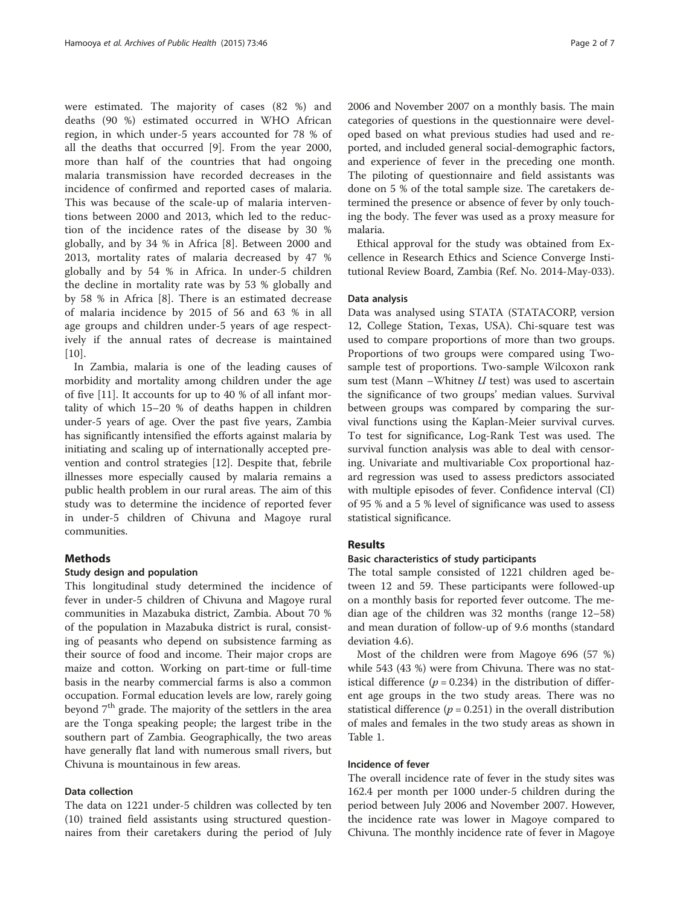were estimated. The majority of cases (82 %) and deaths (90 %) estimated occurred in WHO African region, in which under-5 years accounted for 78 % of all the deaths that occurred [9]. From the year 2000, more than half of the countries that had ongoing malaria transmission have recorded decreases in the incidence of confirmed and reported cases of malaria. This was because of the scale-up of malaria interventions between 2000 and 2013, which led to the reduction of the incidence rates of the disease by 30 % globally, and by 34 % in Africa [8]. Between 2000 and 2013, mortality rates of malaria decreased by 47 % globally and by 54 % in Africa. In under-5 children the decline in mortality rate was by 53 % globally and by 58 % in Africa [8]. There is an estimated decrease of malaria incidence by 2015 of 56 and 63 % in all age groups and children under-5 years of age respectively if the annual rates of decrease is maintained [10].

In Zambia, malaria is one of the leading causes of morbidity and mortality among children under the age of five [11]. It accounts for up to 40 % of all infant mortality of which 15–20 % of deaths happen in children under-5 years of age. Over the past five years, Zambia has significantly intensified the efforts against malaria by initiating and scaling up of internationally accepted prevention and control strategies [12]. Despite that, febrile illnesses more especially caused by malaria remains a public health problem in our rural areas. The aim of this study was to determine the incidence of reported fever in under-5 children of Chivuna and Magoye rural communities.

## Methods

### Study design and population

This longitudinal study determined the incidence of fever in under-5 children of Chivuna and Magoye rural communities in Mazabuka district, Zambia. About 70 % of the population in Mazabuka district is rural, consisting of peasants who depend on subsistence farming as their source of food and income. Their major crops are maize and cotton. Working on part-time or full-time basis in the nearby commercial farms is also a common occupation. Formal education levels are low, rarely going beyond 7th grade. The majority of the settlers in the area are the Tonga speaking people; the largest tribe in the southern part of Zambia. Geographically, the two areas have generally flat land with numerous small rivers, but Chivuna is mountainous in few areas.

### Data collection

The data on 1221 under-5 children was collected by ten (10) trained field assistants using structured questionnaires from their caretakers during the period of July 2006 and November 2007 on a monthly basis. The main categories of questions in the questionnaire were developed based on what previous studies had used and reported, and included general social-demographic factors, and experience of fever in the preceding one month. The piloting of questionnaire and field assistants was done on 5 % of the total sample size. The caretakers determined the presence or absence of fever by only touching the body. The fever was used as a proxy measure for malaria.

Ethical approval for the study was obtained from Excellence in Research Ethics and Science Converge Institutional Review Board, Zambia (Ref. No. 2014-May-033).

### Data analysis

Data was analysed using STATA (STATACORP, version 12, College Station, Texas, USA). Chi-square test was used to compare proportions of more than two groups. Proportions of two groups were compared using Two-sample test of proportions. Two-sample Wilcoxon rank sum test (Mann –Whitney *U* test) was used to ascertain the significance of two groups' median values. Survival between groups was compared by comparing the survival functions using the Kaplan-Meier survival curves. To test for significance, Log-Rank Test was used. The survival function analysis was able to deal with censoring. Univariate and multivariable Cox proportional hazard regression was used to assess predictors associated with multiple episodes of fever. Confidence interval (CI) of 95 % and a 5 % level of significance was used to assess statistical significance.

## Results

### Basic characteristics of study participants

The total sample consisted of 1221 children aged between 12 and 59. These participants were followed-up on a monthly basis for reported fever outcome. The median age of the children was 32 months (range 12–58) and mean duration of follow-up of 9.6 months (standard deviation 4.6).

Most of the children were from Magoye 696 (57 %) while 543 (43 %) were from Chivuna. There was no statistical difference ($p = 0.234$) in the distribution of different age groups in the two study areas. There was no statistical difference ($p = 0.251$) in the overall distribution of males and females in the two study areas as shown in Table 1.

### Incidence of fever

The overall incidence rate of fever in the study sites was 162.4 per month per 1000 under-5 children during the period between July 2006 and November 2007. However, the incidence rate was lower in Magoye compared to Chivuna. The monthly incidence rate of fever in Magoye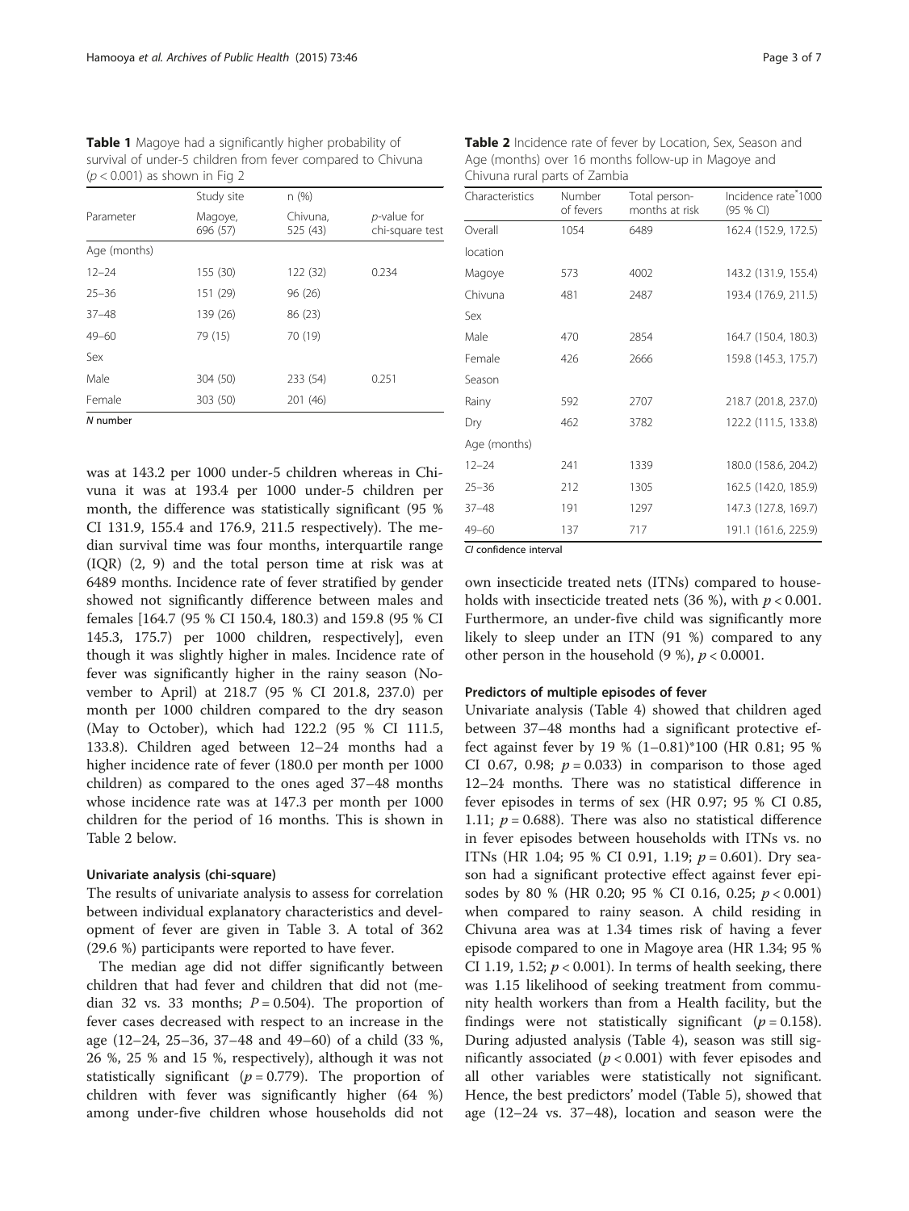**Table 1** Magoye had a significantly higher probability of survival of under-5 children from fever compared to Chivuna ($p < 0.001$) as shown in Fig 2

| Parameter | Study site Magoye, 696 (57) | n (%) Chivuna, 525 (43) | *p*-value for chi-square test |
|---|---|---|---|
| Age (months) | | | |
| 12–24 | 155 (30) | 122 (32) | 0.234 |
| 25–36 | 151 (29) | 96 (26) | |
| 37–48 | 139 (26) | 86 (23) | |
| 49–60 | 79 (15) | 70 (19) | |
| Sex | | | |
| Male | 304 (50) | 233 (54) | 0.251 |
| Female | 303 (50) | 201 (46) | |

*N* number

**Table 2** Incidence rate of fever by Location, Sex, Season and Age (months) over 16 months follow-up in Magoye and Chivuna rural parts of Zambia

| Characteristics | Number of fevers | Total person-months at risk | Incidence rate*1000 (95 % CI) |
|---|---|---|---|
| Overall | 1054 | 6489 | 162.4 (152.9, 172.5) |
| location | | | |
| Magoye | 573 | 4002 | 143.2 (131.9, 155.4) |
| Chivuna | 481 | 2487 | 193.4 (176.9, 211.5) |
| Sex | | | |
| Male | 470 | 2854 | 164.7 (150.4, 180.3) |
| Female | 426 | 2666 | 159.8 (145.3, 175.7) |
| Season | | | |
| Rainy | 592 | 2707 | 218.7 (201.8, 237.0) |
| Dry | 462 | 3782 | 122.2 (111.5, 133.8) |
| Age (months) | | | |
| 12–24 | 241 | 1339 | 180.0 (158.6, 204.2) |
| 25–36 | 212 | 1305 | 162.5 (142.0, 185.9) |
| 37–48 | 191 | 1297 | 147.3 (127.8, 169.7) |
| 49–60 | 137 | 717 | 191.1 (161.6, 225.9) |

*CI* confidence interval

was at 143.2 per 1000 under-5 children whereas in Chivuna it was at 193.4 per 1000 under-5 children per month, the difference was statistically significant (95 % CI 131.9, 155.4 and 176.9, 211.5 respectively). The median survival time was four months, interquartile range (IQR) (2, 9) and the total person time at risk was at 6489 months. Incidence rate of fever stratified by gender showed not significantly difference between males and females [164.7 (95 % CI 150.4, 180.3) and 159.8 (95 % CI 145.3, 175.7) per 1000 children, respectively], even though it was slightly higher in males. Incidence rate of fever was significantly higher in the rainy season (November to April) at 218.7 (95 % CI 201.8, 237.0) per month per 1000 children compared to the dry season (May to October), which had 122.2 (95 % CI 111.5, 133.8). Children aged between 12–24 months had a higher incidence rate of fever (180.0 per month per 1000 children) as compared to the ones aged 37–48 months whose incidence rate was at 147.3 per month per 1000 children for the period of 16 months. This is shown in Table 2 below.

#### Univariate analysis (chi-square)

The results of univariate analysis to assess for correlation between individual explanatory characteristics and development of fever are given in Table 3. A total of 362 (29.6 %) participants were reported to have fever.

The median age did not differ significantly between children that had fever and children that did not (median 32 vs. 33 months; $P = 0.504$). The proportion of fever cases decreased with respect to an increase in the age (12–24, 25–36, 37–48 and 49–60) of a child (33 %, 26 %, 25 % and 15 %, respectively), although it was not statistically significant ($p = 0.779$). The proportion of children with fever was significantly higher (64 %) among under-five children whose households did not own insecticide treated nets (ITNs) compared to households with insecticide treated nets (36 %), with $p < 0.001$. Furthermore, an under-five child was significantly more likely to sleep under an ITN (91 %) compared to any other person in the household (9 %), $p < 0.0001$.

#### Predictors of multiple episodes of fever

Univariate analysis (Table 4) showed that children aged between 37–48 months had a significant protective effect against fever by 19 % (1–0.81)*100 (HR 0.81; 95 % CI 0.67, 0.98; $p = 0.033$) in comparison to those aged 12–24 months. There was no statistical difference in fever episodes in terms of sex (HR 0.97; 95 % CI 0.85, 1.11; $p = 0.688$). There was also no statistical difference in fever episodes between households with ITNs vs. no ITNs (HR 1.04; 95 % CI 0.91, 1.19; $p = 0.601$). Dry season had a significant protective effect against fever episodes by 80 % (HR 0.20; 95 % CI 0.16, 0.25; $p < 0.001$) when compared to rainy season. A child residing in Chivuna area was at 1.34 times risk of having a fever episode compared to one in Magoye area (HR 1.34; 95 % CI 1.19, 1.52; $p < 0.001$). In terms of health seeking, there was 1.15 likelihood of seeking treatment from community health workers than from a Health facility, but the findings were not statistically significant ($p = 0.158$). During adjusted analysis (Table 4), season was still significantly associated ($p < 0.001$) with fever episodes and all other variables were statistically not significant. Hence, the best predictors' model (Table 5), showed that age (12–24 vs. 37–48), location and season were the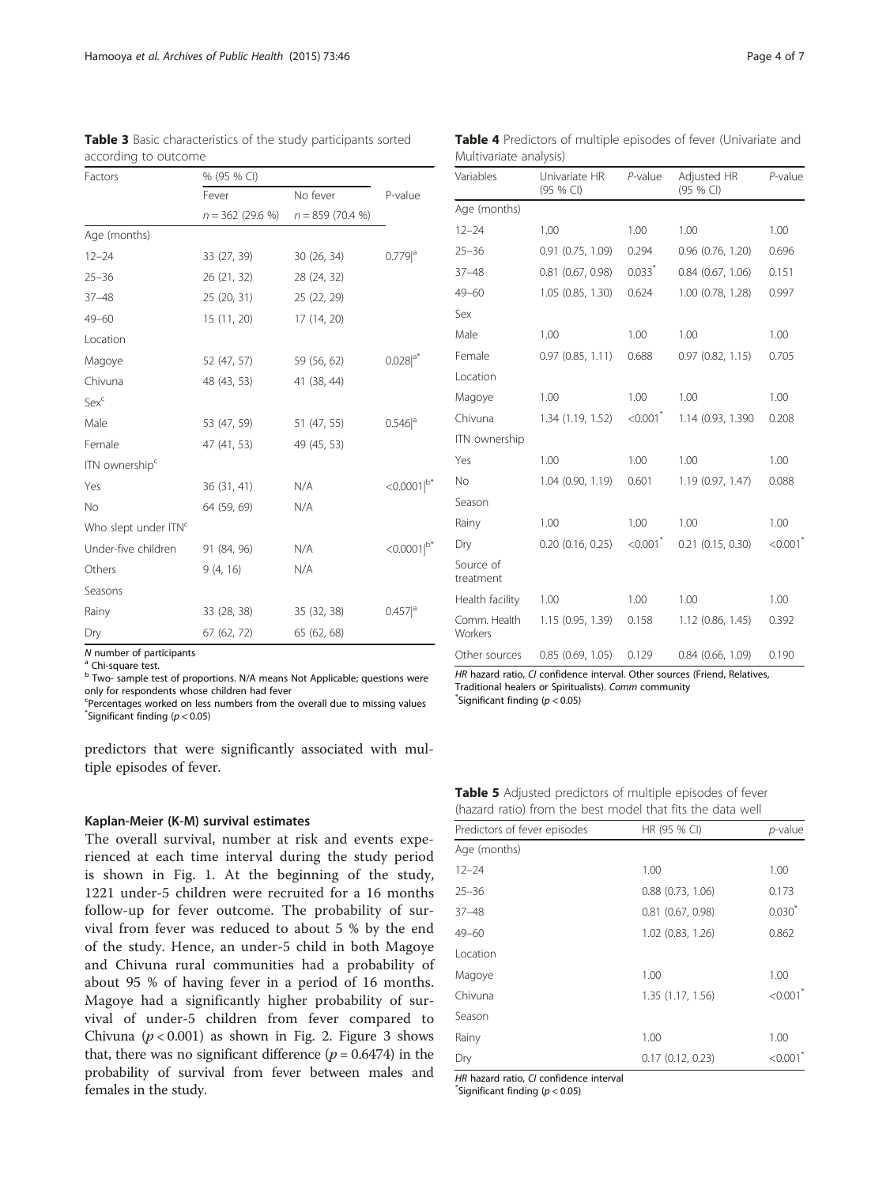**Table 3** Basic characteristics of the study participants sorted according to outcome

| Factors | % (95 % CI) | | |
|---|---|---|---|
| | Fever | No fever | P-value |
| | n = 362 (29.6 %) | n = 859 (70.4 %) | |
| Age (months) | | | |
| 12–24 | 33 (27, 39) | 30 (26, 34) | 0.779[a] |
| 25–36 | 26 (21, 32) | 28 (24, 32) | |
| 37–48 | 25 (20, 31) | 25 (22, 29) | |
| 49–60 | 15 (11, 20) | 17 (14, 20) | |
| Location | | | |
| Magoye | 52 (47, 57) | 59 (56, 62) | 0.028[a*] |
| Chivuna | 48 (43, 53) | 41 (38, 44) | |
| Sex[c] | | | |
| Male | 53 (47, 59) | 51 (47, 55) | 0.546[a] |
| Female | 47 (41, 53) | 49 (45, 53) | |
| ITN ownership[c] | | | |
| Yes | 36 (31, 41) | N/A | <0.0001[b*] |
| No | 64 (59, 69) | N/A | |
| Who slept under ITN[c] | | | |
| Under-five children | 91 (84, 96) | N/A | <0.0001[b*] |
| Others | 9 (4, 16) | N/A | |
| Seasons | | | |
| Rainy | 33 (28, 38) | 35 (32, 38) | 0.457[a] |
| Dry | 67 (62, 72) | 65 (62, 68) | |

*N* number of participants
[a] Chi-square test.
[b] Two- sample test of proportions. N/A means Not Applicable; questions were only for respondents whose children had fever
[c] Percentages worked on less numbers from the overall due to missing values
[*] Significant finding ($p < 0.05$)

predictors that were significantly associated with multiple episodes of fever.

**Table 4** Predictors of multiple episodes of fever (Univariate and Multivariate analysis)

| Variables | Univariate HR (95 % CI) | *P*-value | Adjusted HR (95 % CI) | *P*-value |
|---|---|---|---|---|
| Age (months) | | | | |
| 12–24 | 1.00 | 1.00 | 1.00 | 1.00 |
| 25–36 | 0.91 (0.75, 1.09) | 0.294 | 0.96 (0.76, 1.20) | 0.696 |
| 37–48 | 0.81 (0.67, 0.98) | 0.033[*] | 0.84 (0.67, 1.06) | 0.151 |
| 49–60 | 1.05 (0.85, 1.30) | 0.624 | 1.00 (0.78, 1.28) | 0.997 |
| Sex | | | | |
| Male | 1.00 | 1.00 | 1.00 | 1.00 |
| Female | 0.97 (0.85, 1.11) | 0.688 | 0.97 (0.82, 1.15) | 0.705 |
| Location | | | | |
| Magoye | 1.00 | 1.00 | 1.00 | 1.00 |
| Chivuna | 1.34 (1.19, 1.52) | <0.001[*] | 1.14 (0.93, 1.390 | 0.208 |
| ITN ownership | | | | |
| Yes | 1.00 | 1.00 | 1.00 | 1.00 |
| No | 1.04 (0.90, 1.19) | 0.601 | 1.19 (0.97, 1.47) | 0.088 |
| Season | | | | |
| Rainy | 1.00 | 1.00 | 1.00 | 1.00 |
| Dry | 0.20 (0.16, 0.25) | <0.001[*] | 0.21 (0.15, 0.30) | <0.001[*] |
| Source of treatment | | | | |
| Health facility | 1.00 | 1.00 | 1.00 | 1.00 |
| Comm. Health Workers | 1.15 (0.95, 1.39) | 0.158 | 1.12 (0.86, 1.45) | 0.392 |
| Other sources | 0.85 (0.69, 1.05) | 0.129 | 0.84 (0.66, 1.09) | 0.190 |

*HR* hazard ratio, *CI* confidence interval. Other sources (Friend, Relatives, Traditional healers or Spiritualists). *Comm* community
[*] Significant finding ($p < 0.05$)

**Table 5** Adjusted predictors of multiple episodes of fever (hazard ratio) from the best model that fits the data well

| Predictors of fever episodes | HR (95 % CI) | *p*-value |
|---|---|---|
| Age (months) | | |
| 12–24 | 1.00 | 1.00 |
| 25–36 | 0.88 (0.73, 1.06) | 0.173 |
| 37–48 | 0.81 (0.67, 0.98) | 0.030[*] |
| 49–60 | 1.02 (0.83, 1.26) | 0.862 |
| Location | | |
| Magoye | 1.00 | 1.00 |
| Chivuna | 1.35 (1.17, 1.56) | <0.001[*] |
| Season | | |
| Rainy | 1.00 | 1.00 |
| Dry | 0.17 (0.12, 0.23) | <0.001[*] |

*HR* hazard ratio, *CI* confidence interval
[*] Significant finding ($p < 0.05$)

#### Kaplan-Meier (K-M) survival estimates

The overall survival, number at risk and events experienced at each time interval during the study period is shown in Fig. 1. At the beginning of the study, 1221 under-5 children were recruited for a 16 months follow-up for fever outcome. The probability of survival from fever was reduced to about 5 % by the end of the study. Hence, an under-5 child in both Magoye and Chivuna rural communities had a probability of about 95 % of having fever in a period of 16 months. Magoye had a significantly higher probability of survival of under-5 children from fever compared to Chivuna ($p < 0.001$) as shown in Fig. 2. Figure 3 shows that, there was no significant difference ($p = 0.6474$) in the probability of survival from fever between males and females in the study.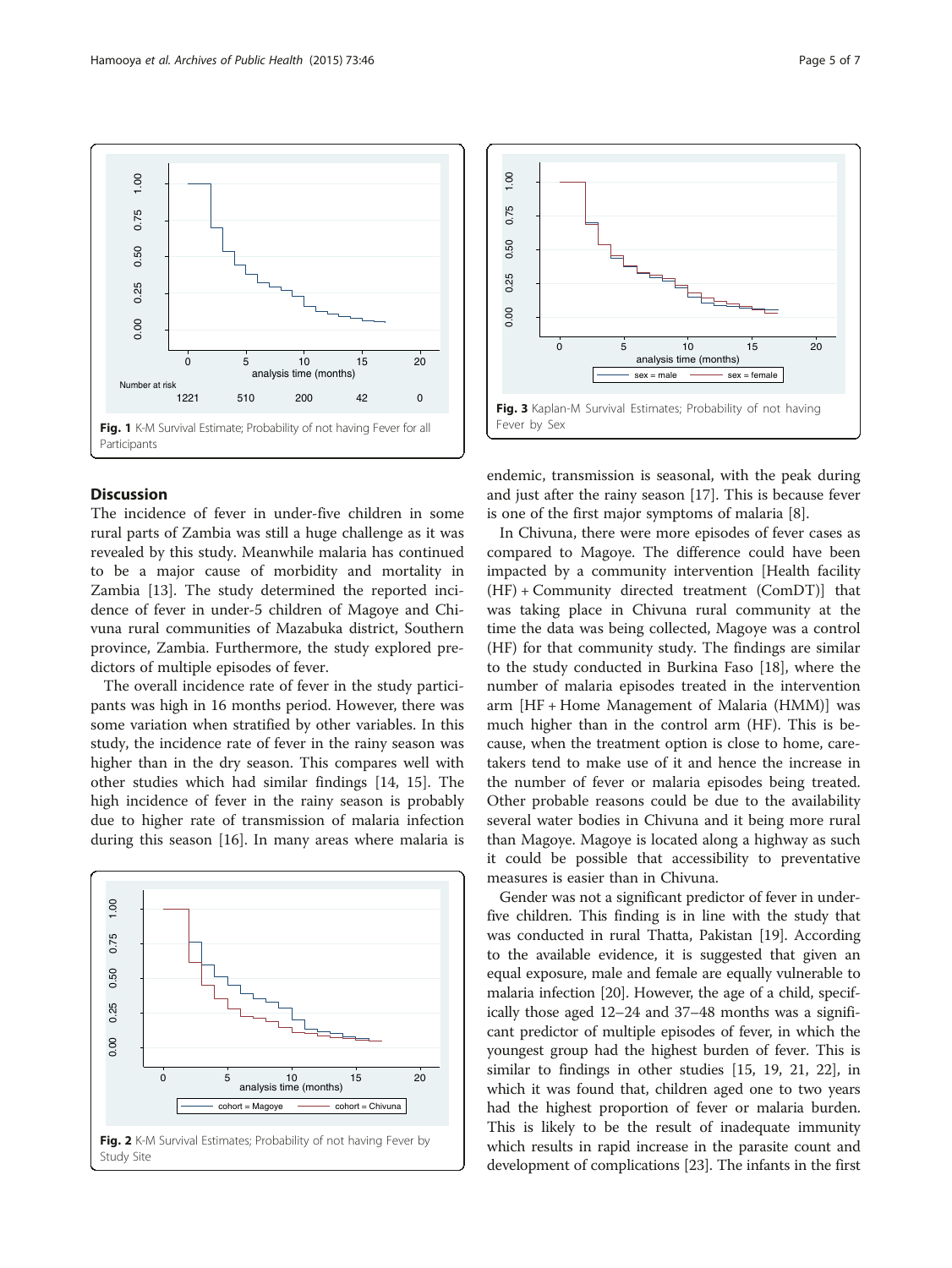Fig. 1 K-M Survival Estimate; Probability of not having Fever for all Participants

Fig. 3 Kaplan-M Survival Estimates; Probability of not having Fever by Sex

## Discussion

The incidence of fever in under-five children in some rural parts of Zambia was still a huge challenge as it was revealed by this study. Meanwhile malaria has continued to be a major cause of morbidity and mortality in Zambia [13]. The study determined the reported incidence of fever in under-5 children of Magoye and Chivuna rural communities of Mazabuka district, Southern province, Zambia. Furthermore, the study explored predictors of multiple episodes of fever.

The overall incidence rate of fever in the study participants was high in 16 months period. However, there was some variation when stratified by other variables. In this study, the incidence rate of fever in the rainy season was higher than in the dry season. This compares well with other studies which had similar findings [14, 15]. The high incidence of fever in the rainy season is probably due to higher rate of transmission of malaria infection during this season [16]. In many areas where malaria is endemic, transmission is seasonal, with the peak during and just after the rainy season [17]. This is because fever is one of the first major symptoms of malaria [8].

Fig. 2 K-M Survival Estimates; Probability of not having Fever by Study Site

In Chivuna, there were more episodes of fever cases as compared to Magoye. The difference could have been impacted by a community intervention [Health facility (HF) + Community directed treatment (ComDT)] that was taking place in Chivuna rural community at the time the data was being collected, Magoye was a control (HF) for that community study. The findings are similar to the study conducted in Burkina Faso [18], where the number of malaria episodes treated in the intervention arm [HF + Home Management of Malaria (HMM)] was much higher than in the control arm (HF). This is because, when the treatment option is close to home, caretakers tend to make use of it and hence the increase in the number of fever or malaria episodes being treated. Other probable reasons could be due to the availability several water bodies in Chivuna and it being more rural than Magoye. Magoye is located along a highway as such it could be possible that accessibility to preventative measures is easier than in Chivuna.

Gender was not a significant predictor of fever in under-five children. This finding is in line with the study that was conducted in rural Thatta, Pakistan [19]. According to the available evidence, it is suggested that given an equal exposure, male and female are equally vulnerable to malaria infection [20]. However, the age of a child, specifically those aged 12–24 and 37–48 months was a significant predictor of multiple episodes of fever, in which the youngest group had the highest burden of fever. This is similar to findings in other studies [15, 19, 21, 22], in which it was found that, children aged one to two years had the highest proportion of fever or malaria burden. This is likely to be the result of inadequate immunity which results in rapid increase in the parasite count and development of complications [23]. The infants in the first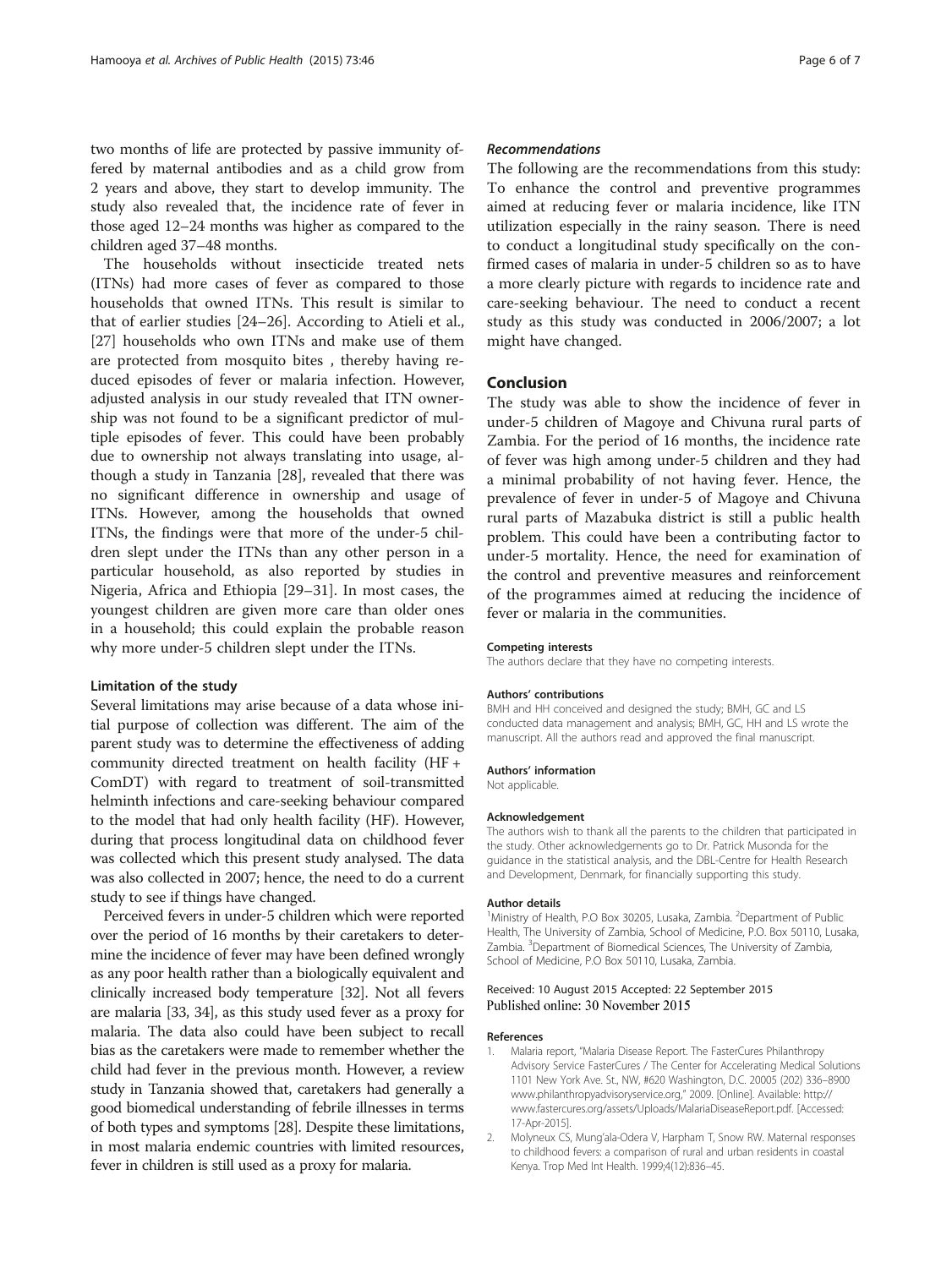two months of life are protected by passive immunity offered by maternal antibodies and as a child grow from 2 years and above, they start to develop immunity. The study also revealed that, the incidence rate of fever in those aged 12–24 months was higher as compared to the children aged 37–48 months.

The households without insecticide treated nets (ITNs) had more cases of fever as compared to those households that owned ITNs. This result is similar to that of earlier studies [24–26]. According to Atieli et al., [27] households who own ITNs and make use of them are protected from mosquito bites , thereby having reduced episodes of fever or malaria infection. However, adjusted analysis in our study revealed that ITN ownership was not found to be a significant predictor of multiple episodes of fever. This could have been probably due to ownership not always translating into usage, although a study in Tanzania [28], revealed that there was no significant difference in ownership and usage of ITNs. However, among the households that owned ITNs, the findings were that more of the under-5 children slept under the ITNs than any other person in a particular household, as also reported by studies in Nigeria, Africa and Ethiopia [29–31]. In most cases, the youngest children are given more care than older ones in a household; this could explain the probable reason why more under-5 children slept under the ITNs.

### Limitation of the study

Several limitations may arise because of a data whose initial purpose of collection was different. The aim of the parent study was to determine the effectiveness of adding community directed treatment on health facility (HF + ComDT) with regard to treatment of soil-transmitted helminth infections and care-seeking behaviour compared to the model that had only health facility (HF). However, during that process longitudinal data on childhood fever was collected which this present study analysed. The data was also collected in 2007; hence, the need to do a current study to see if things have changed.

Perceived fevers in under-5 children which were reported over the period of 16 months by their caretakers to determine the incidence of fever may have been defined wrongly as any poor health rather than a biologically equivalent and clinically increased body temperature [32]. Not all fevers are malaria [33, 34], as this study used fever as a proxy for malaria. The data also could have been subject to recall bias as the caretakers were made to remember whether the child had fever in the previous month. However, a review study in Tanzania showed that, caretakers had generally a good biomedical understanding of febrile illnesses in terms of both types and symptoms [28]. Despite these limitations, in most malaria endemic countries with limited resources, fever in children is still used as a proxy for malaria.

### *Recommendations*

The following are the recommendations from this study: To enhance the control and preventive programmes aimed at reducing fever or malaria incidence, like ITN utilization especially in the rainy season. There is need to conduct a longitudinal study specifically on the confirmed cases of malaria in under-5 children so as to have a more clearly picture with regards to incidence rate and care-seeking behaviour. The need to conduct a recent study as this study was conducted in 2006/2007; a lot might have changed.

## Conclusion

The study was able to show the incidence of fever in under-5 children of Magoye and Chivuna rural parts of Zambia. For the period of 16 months, the incidence rate of fever was high among under-5 children and they had a minimal probability of not having fever. Hence, the prevalence of fever in under-5 of Magoye and Chivuna rural parts of Mazabuka district is still a public health problem. This could have been a contributing factor to under-5 mortality. Hence, the need for examination of the control and preventive measures and reinforcement of the programmes aimed at reducing the incidence of fever or malaria in the communities.

#### Competing interests
The authors declare that they have no competing interests.

#### Authors' contributions
BMH and HH conceived and designed the study; BMH, GC and LS conducted data management and analysis; BMH, GC, HH and LS wrote the manuscript. All the authors read and approved the final manuscript.

#### Authors' information
Not applicable.

#### Acknowledgement
The authors wish to thank all the parents to the children that participated in the study. Other acknowledgements go to Dr. Patrick Musonda for the guidance in the statistical analysis, and the DBL-Centre for Health Research and Development, Denmark, for financially supporting this study.

#### Author details
[1]Ministry of Health, P.O Box 30205, Lusaka, Zambia. [2]Department of Public Health, The University of Zambia, School of Medicine, P.O. Box 50110, Lusaka, Zambia. [3]Department of Biomedical Sciences, The University of Zambia, School of Medicine, P.O Box 50110, Lusaka, Zambia.

Received: 10 August 2015 Accepted: 22 September 2015
Published online: 30 November 2015

#### References
1. Malaria report, "Malaria Disease Report. The FasterCures Philanthropy Advisory Service FasterCures / The Center for Accelerating Medical Solutions 1101 New York Ave. St., NW, #620 Washington, D.C. 20005 (202) 336–8900 www.philanthropyadvisoryservice.org," 2009. [Online]. Available: http://www.fastercures.org/assets/Uploads/MalariaDiseaseReport.pdf. [Accessed: 17-Apr-2015].
2. Molyneux CS, Mung'ala-Odera V, Harpham T, Snow RW. Maternal responses to childhood fevers: a comparison of rural and urban residents in coastal Kenya. Trop Med Int Health. 1999;4(12):836–45.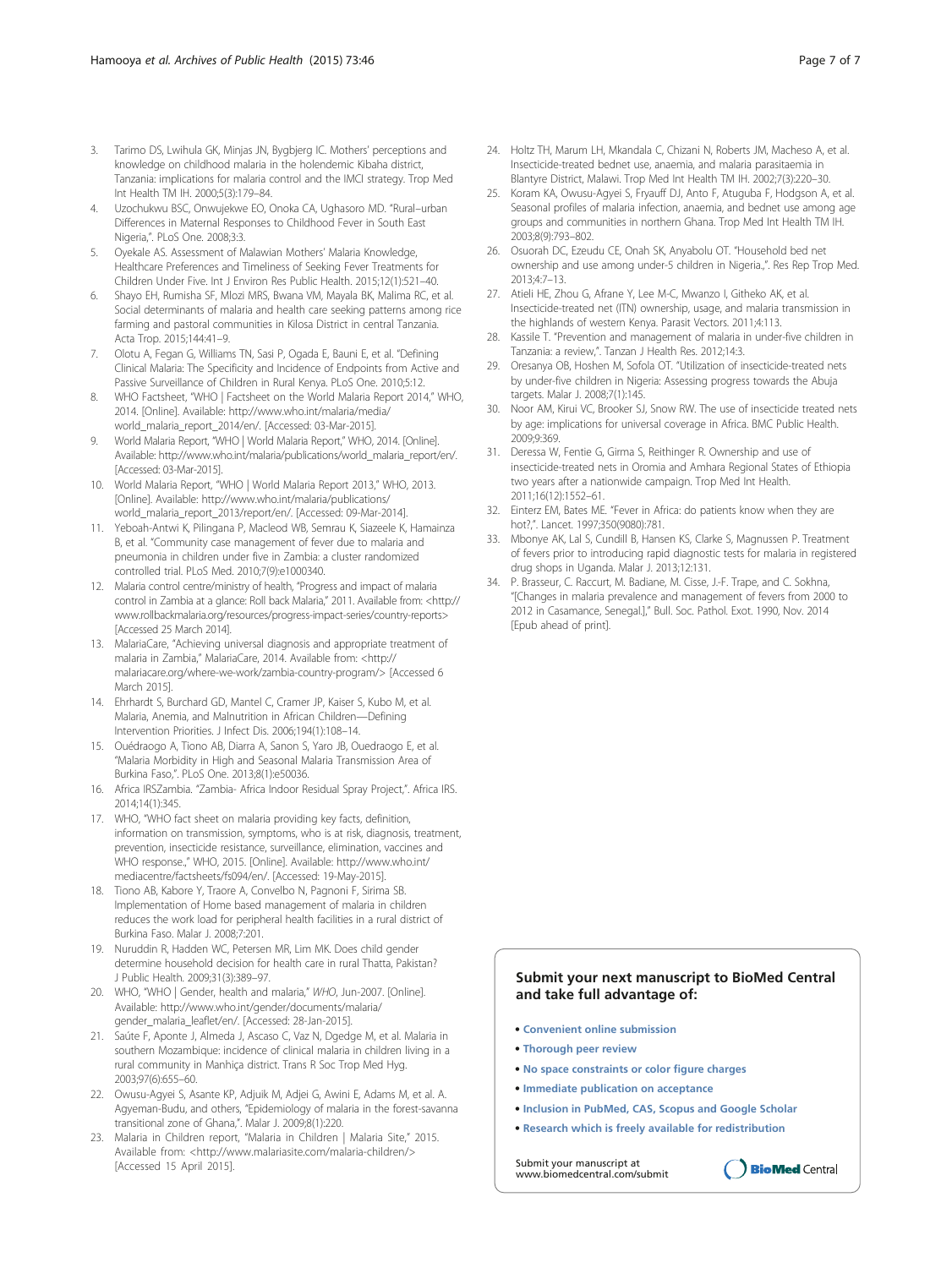3. Tarimo DS, Lwihula GK, Minjas JN, Bygbjerg IC. Mothers' perceptions and knowledge on childhood malaria in the holendemic Kibaha district, Tanzania: implications for malaria control and the IMCI strategy. Trop Med Int Health TM IH. 2000;5(3):179–84.
4. Uzochukwu BSC, Onwujekwe EO, Onoka CA, Ughasoro MD. "Rural–urban Differences in Maternal Responses to Childhood Fever in South East Nigeria,". PLoS One. 2008;3:3.
5. Oyekale AS. Assessment of Malawian Mothers' Malaria Knowledge, Healthcare Preferences and Timeliness of Seeking Fever Treatments for Children Under Five. Int J Environ Res Public Health. 2015;12(1):521–40.
6. Shayo EH, Rumisha SF, Mlozi MRS, Bwana VM, Mayala BK, Malima RC, et al. Social determinants of malaria and health care seeking patterns among rice farming and pastoral communities in Kilosa District in central Tanzania. Acta Trop. 2015;144:41–9.
7. Olotu A, Fegan G, Williams TN, Sasi P, Ogada E, Bauni E, et al. "Defining Clinical Malaria: The Specificity and Incidence of Endpoints from Active and Passive Surveillance of Children in Rural Kenya. PLoS One. 2010;5:12.
8. WHO Factsheet, "WHO | Factsheet on the World Malaria Report 2014," WHO, 2014. [Online]. Available: http://www.who.int/malaria/media/world_malaria_report_2014/en/. [Accessed: 03-Mar-2015].
9. World Malaria Report, "WHO | World Malaria Report," WHO, 2014. [Online]. Available: http://www.who.int/malaria/publications/world_malaria_report/en/. [Accessed: 03-Mar-2015].
10. World Malaria Report, "WHO | World Malaria Report 2013," WHO, 2013. [Online]. Available: http://www.who.int/malaria/publications/world_malaria_report_2013/report/en/. [Accessed: 09-Mar-2014].
11. Yeboah-Antwi K, Pilingana P, Macleod WB, Semrau K, Siazeele K, Hamainza B, et al. "Community case management of fever due to malaria and pneumonia in children under five in Zambia: a cluster randomized controlled trial. PLoS Med. 2010;7(9):e1000340.
12. Malaria control centre/ministry of health, "Progress and impact of malaria control in Zambia at a glance: Roll back Malaria," 2011. Available from: <http://www.rollbackmalaria.org/resources/progress-impact-series/country-reports> [Accessed 25 March 2014].
13. MalariaCare, "Achieving universal diagnosis and appropriate treatment of malaria in Zambia," MalariaCare, 2014. Available from: <http://malariacare.org/where-we-work/zambia-country-program/> [Accessed 6 March 2015].
14. Ehrhardt S, Burchard GD, Mantel C, Cramer JP, Kaiser S, Kubo M, et al. Malaria, Anemia, and Malnutrition in African Children—Defining Intervention Priorities. J Infect Dis. 2006;194(1):108–14.
15. Ouédraogo A, Tiono AB, Diarra A, Sanon S, Yaro JB, Ouedraogo E, et al. "Malaria Morbidity in High and Seasonal Malaria Transmission Area of Burkina Faso,". PLoS One. 2013;8(1):e50036.
16. Africa IRSZambia. "Zambia- Africa Indoor Residual Spray Project,". Africa IRS. 2014;14(1):345.
17. WHO, "WHO fact sheet on malaria providing key facts, definition, information on transmission, symptoms, who is at risk, diagnosis, treatment, prevention, insecticide resistance, surveillance, elimination, vaccines and WHO response.," WHO, 2015. [Online]. Available: http://www.who.int/mediacentre/factsheets/fs094/en/. [Accessed: 19-May-2015].
18. Tiono AB, Kabore Y, Traore A, Convelbo N, Pagnoni F, Sirima SB. Implementation of Home based management of malaria in children reduces the work load for peripheral health facilities in a rural district of Burkina Faso. Malar J. 2008;7:201.
19. Nuruddin R, Hadden WC, Petersen MR, Lim MK. Does child gender determine household decision for health care in rural Thatta, Pakistan? J Public Health. 2009;31(3):389–97.
20. WHO, "WHO | Gender, health and malaria," *WHO*, Jun-2007. [Online]. Available: http://www.who.int/gender/documents/malaria/gender_malaria_leaflet/en/. [Accessed: 28-Jan-2015].
21. Saúte F, Aponte J, Almeda J, Ascaso C, Vaz N, Dgedge M, et al. Malaria in southern Mozambique: incidence of clinical malaria in children living in a rural community in Manhiça district. Trans R Soc Trop Med Hyg. 2003;97(6):655–60.
22. Owusu-Agyei S, Asante KP, Adjuik M, Adjei G, Awini E, Adams M, et al. A. Agyeman-Budu, and others, "Epidemiology of malaria in the forest-savanna transitional zone of Ghana,". Malar J. 2009;8(1):220.
23. Malaria in Children report, "Malaria in Children | Malaria Site," 2015. Available from: <http://www.malariasite.com/malaria-children/> [Accessed 15 April 2015].
24. Holtz TH, Marum LH, Mkandala C, Chizani N, Roberts JM, Macheso A, et al. Insecticide-treated bednet use, anaemia, and malaria parasitaemia in Blantyre District, Malawi. Trop Med Int Health TM IH. 2002;7(3):220–30.
25. Koram KA, Owusu-Agyei S, Fryauff DJ, Anto F, Atuguba F, Hodgson A, et al. Seasonal profiles of malaria infection, anaemia, and bednet use among age groups and communities in northern Ghana. Trop Med Int Health TM IH. 2003;8(9):793–802.
26. Osuorah DC, Ezeudu CE, Onah SK, Anyabolu OT. "Household bed net ownership and use among under-5 children in Nigeria.,". Res Rep Trop Med. 2013;4:7–13.
27. Atieli HE, Zhou G, Afrane Y, Lee M-C, Mwanzo I, Githeko AK, et al. Insecticide-treated net (ITN) ownership, usage, and malaria transmission in the highlands of western Kenya. Parasit Vectors. 2011;4:113.
28. Kassile T. "Prevention and management of malaria in under-five children in Tanzania: a review,". Tanzan J Health Res. 2012;14:3.
29. Oresanya OB, Hoshen M, Sofola OT. "Utilization of insecticide-treated nets by under-five children in Nigeria: Assessing progress towards the Abuja targets. Malar J. 2008;7(1):145.
30. Noor AM, Kirui VC, Brooker SJ, Snow RW. The use of insecticide treated nets by age: implications for universal coverage in Africa. BMC Public Health. 2009;9:369.
31. Deressa W, Fentie G, Girma S, Reithinger R. Ownership and use of insecticide-treated nets in Oromia and Amhara Regional States of Ethiopia two years after a nationwide campaign. Trop Med Int Health. 2011;16(12):1552–61.
32. Einterz EM, Bates ME. "Fever in Africa: do patients know when they are hot?,". Lancet. 1997;350(9080):781.
33. Mbonye AK, Lal S, Cundill B, Hansen KS, Clarke S, Magnussen P. Treatment of fevers prior to introducing rapid diagnostic tests for malaria in registered drug shops in Uganda. Malar J. 2013;12:131.
34. P. Brasseur, C. Raccurt, M. Badiane, M. Cisse, J.-F. Trape, and C. Sokhna, "[Changes in malaria prevalence and management of fevers from 2000 to 2012 in Casamance, Senegal.]," Bull. Soc. Pathol. Exot. 1990, Nov. 2014 [Epub ahead of print].

**Submit your next manuscript to BioMed Central and take full advantage of:**

- Convenient online submission
- Thorough peer review
- No space constraints or color figure charges
- Immediate publication on acceptance
- Inclusion in PubMed, CAS, Scopus and Google Scholar
- Research which is freely available for redistribution

Submit your manuscript at
www.biomedcentral.com/submit

BioMed Central